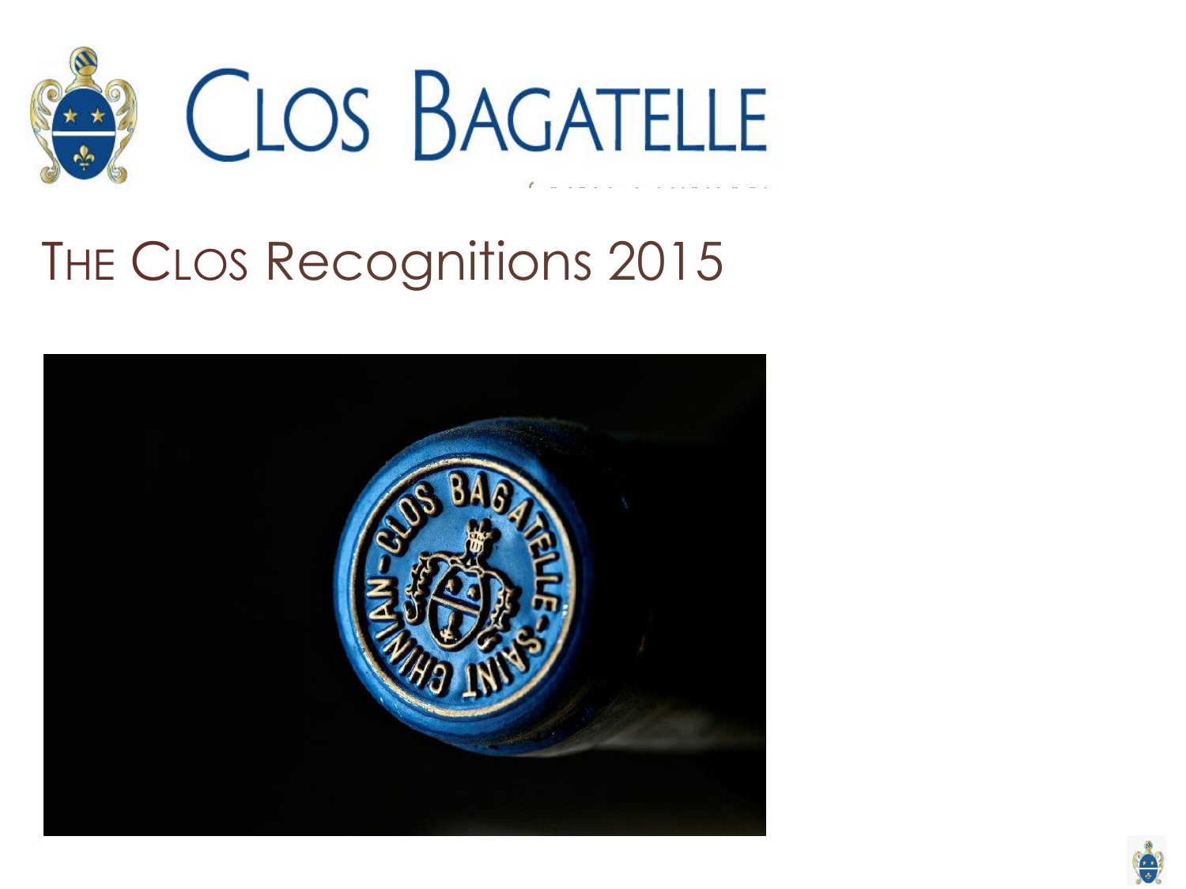# Clos Bagatelle

## The Clos Recognitions 2015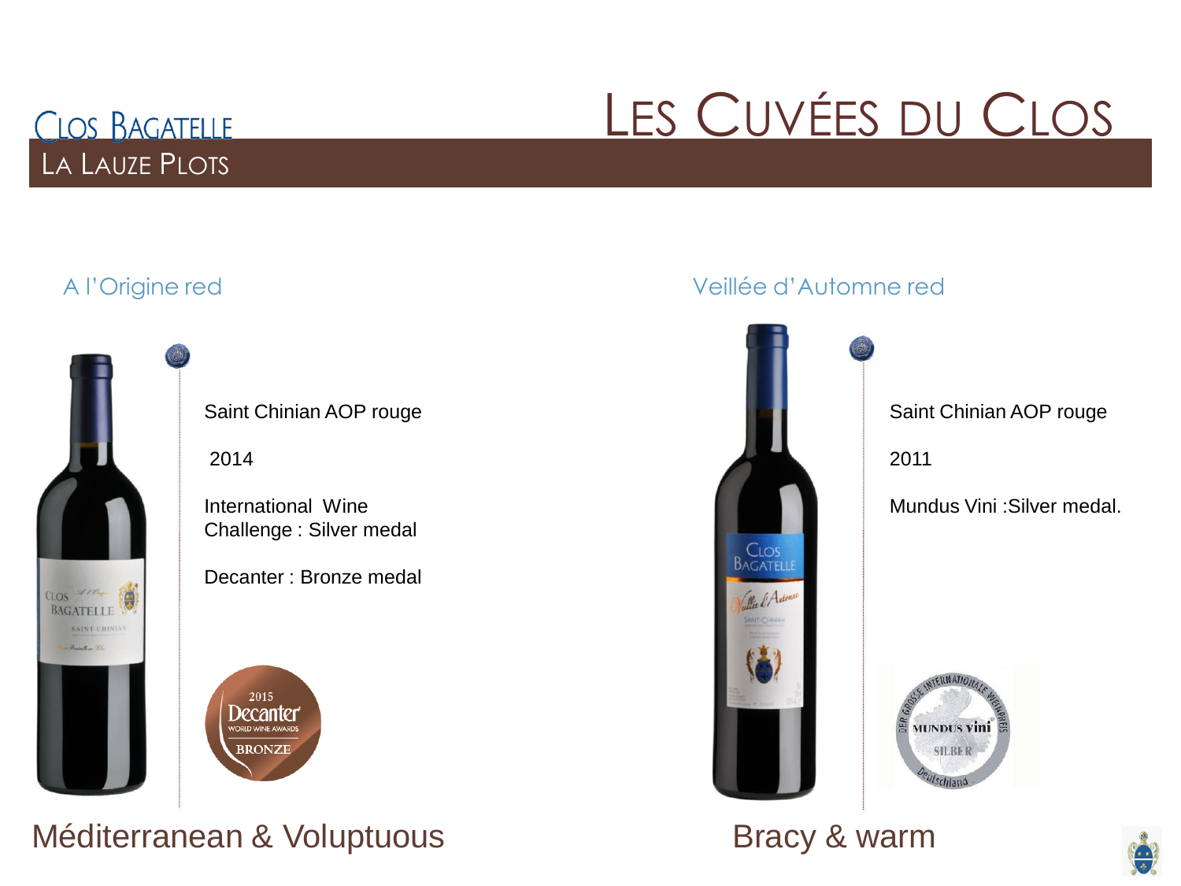# Clos Bagatelle

## La Lauze Plots

# Les Cuvées du Clos

### A l'Origine red

Saint Chinian AOP rouge

2014

International Wine Challenge : Silver medal

Decanter : Bronze medal

Méditerranean & Voluptuous

### Veillée d'Automne red

Saint Chinian AOP rouge

2011

Mundus Vini :Silver medal.

Bracy & warm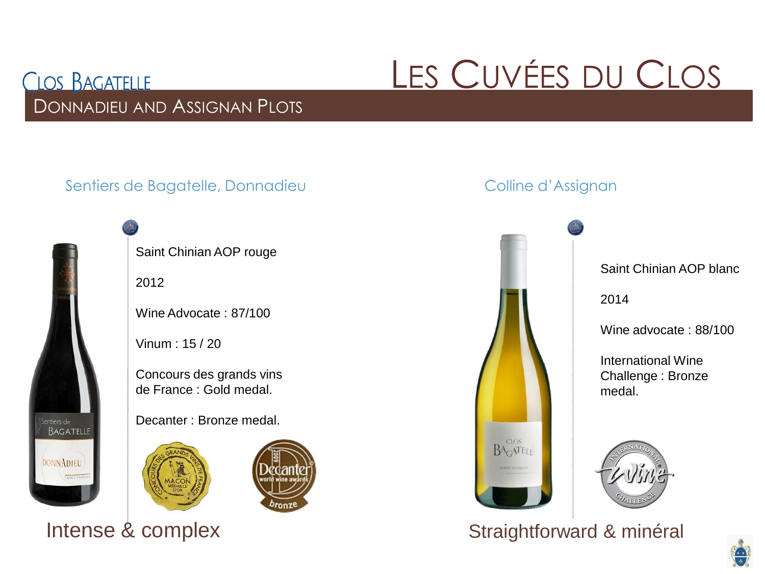# Clos Bagatelle

## Les Cuvées du Clos

### Donnadieu and Assignan Plots

#### Sentiers de Bagatelle, Donnadieu

Saint Chinian AOP rouge

2012

Wine Advocate : 87/100

Vinum : 15 / 20

Concours des grands vins de France : Gold medal.

Decanter : Bronze medal.

Intense & complex

#### Colline d'Assignan

Saint Chinian AOP blanc

2014

Wine advocate : 88/100

International Wine Challenge : Bronze medal.

Straightforward & minéral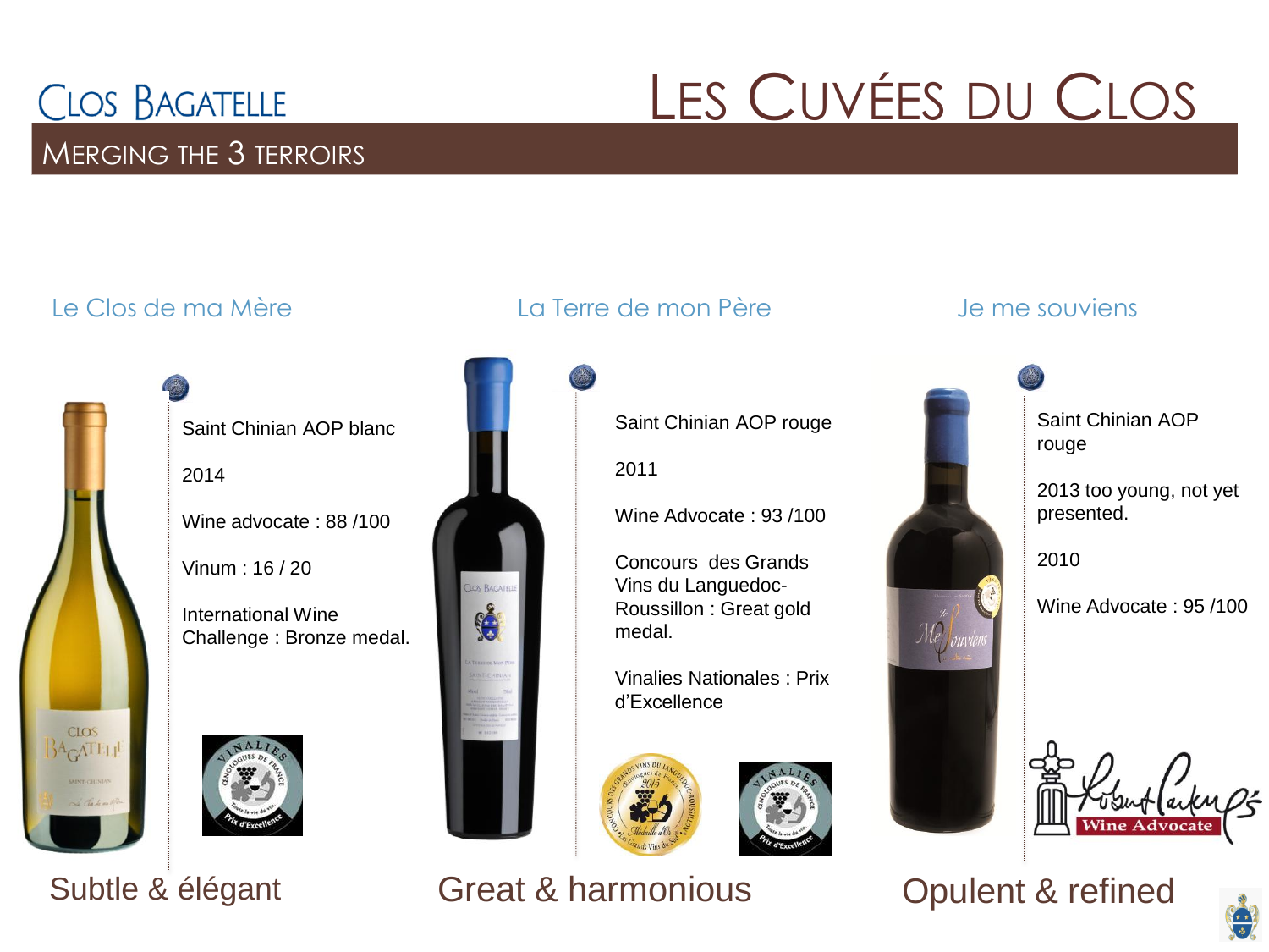# Clos Bagatelle

## Merging the 3 terroirs

# Les Cuvées du Clos

### Le Clos de ma Mère

Saint Chinian AOP blanc

2014

Wine advocate : 88 /100

Vinum : 16 / 20

International Wine Challenge : Bronze medal.

**Subtle & élégant**

### La Terre de mon Père

Saint Chinian AOP rouge

2011

Wine Advocate : 93 /100

Concours des Grands Vins du Languedoc-Roussillon : Great gold medal.

Vinalies Nationales : Prix d'Excellence

**Great & harmonious**

### Je me souviens

Saint Chinian AOP rouge

2013 too young, not yet presented.

2010

Wine Advocate : 95 /100

**Opulent & refined**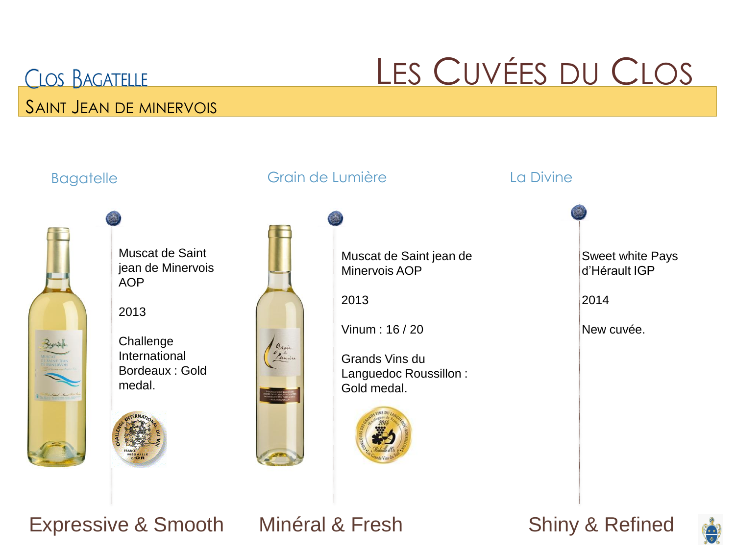# Clos Bagatelle

## Saint Jean de Minervois

# Les Cuvées du Clos

### Bagatelle

Muscat de Saint jean de Minervois AOP

2013

Challenge International Bordeaux : Gold medal.

**Expressive & Smooth**

### Grain de Lumière

Muscat de Saint jean de Minervois AOP

2013

Vinum : 16 / 20

Grands Vins du Languedoc Roussillon : Gold medal.

**Minéral & Fresh**

### La Divine

Sweet white Pays d'Hérault IGP

2014

New cuvée.

**Shiny & Refined**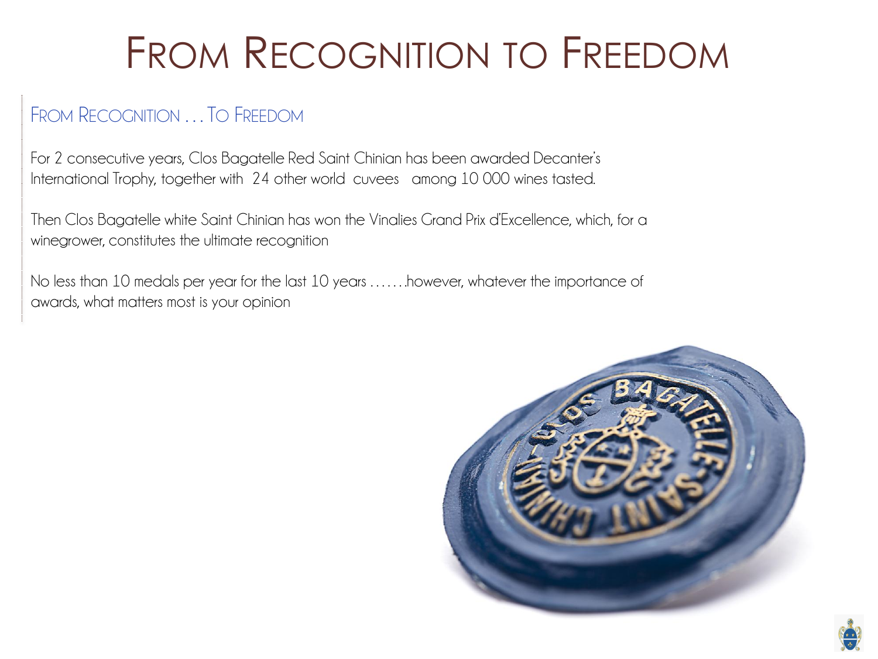# From Recognition to Freedom

## From Recognition … To Freedom

For 2 consecutive years, Clos Bagatelle Red Saint Chinian has been awarded Decanter's International Trophy, together with 24 other world cuvees among 10 000 wines tasted.

Then Clos Bagatelle white Saint Chinian has won the Vinalies Grand Prix d'Excellence, which, for a winegrower, constitutes the ultimate recognition

No less than 10 medals per year for the last 10 years …….however, whatever the importance of awards, what matters most is your opinion